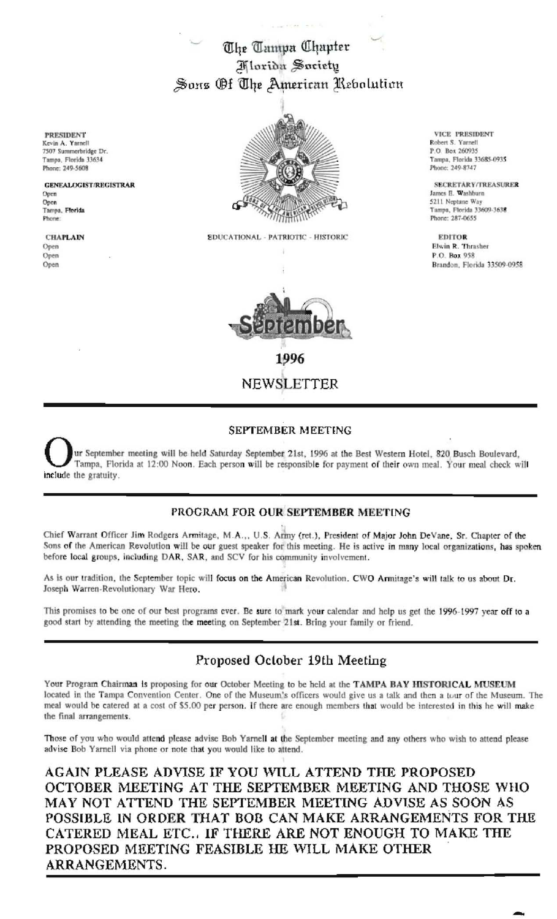# The Tampa Chapter
## Florida Society
## Sons Of The American Revolution

**PRESIDENT**
Kevin A. Yarnell
7507 Summerbridge Dr.
Tampa, Florida 33634
Phone: 249-5608

**GENEALOGIST/REGISTRAR**
Open
Open
Tampa, Florida
Phone:

**CHAPLAIN**
Open
Open
Open

**VICE PRESIDENT**
Robert S. Yarnell
P.O. Box 260935
Tampa, Florida 33685-0935
Phone: 249-8747

**SECRETARY/TREASURER**
James E. Washburn
5211 Neptune Way
Tampa, Florida 33609-3638
Phone: 287-0655

**EDITOR**
Elwin R. Thrasher
P.O. Box 958
Brandon, Florida 33509-0958

EDUCATIONAL - PATRIOTIC - HISTORIC

September

1996

NEWSLETTER

---

### SEPTEMBER MEETING

Our September meeting will be held Saturday September 21st, 1996 at the Best Western Hotel, 820 Busch Boulevard, Tampa, Florida at 12:00 Noon. Each person will be responsible for payment of their own meal. Your meal check will include the gratuity.

---

### PROGRAM FOR OUR SEPTEMBER MEETING

Chief Warrant Officer Jim Rodgers Armitage, M.A.., U.S. Army (ret.), President of Major John DeVane, Sr. Chapter of the Sons of the American Revolution will be our guest speaker for this meeting. He is active in many local organizations, has spoken before local groups, including DAR, SAR, and SCV for his community involvement.

As is our tradition, the September topic will focus on the American Revolution. CWO Armitage's will talk to us about Dr. Joseph Warren-Revolutionary War Hero.

This promises to be one of our best programs ever. Be sure to mark your calendar and help us get the 1996-1997 year off to a good start by attending the meeting the meeting on September 21st. Bring your family or friend.

---

### Proposed October 19th Meeting

Your Program Chairman is proposing for our October Meeting to be held at the **TAMPA BAY HISTORICAL MUSEUM** located in the Tampa Convention Center. One of the Museum's officers would give us a talk and then a tour of the Museum. The meal would be catered at a cost of $5.00 per person. If there are enough members that would be interested in this he will make the final arrangements.

Those of you who would attend please advise Bob Yarnell at the September meeting and any others who wish to attend please advise Bob Yarnell via phone or note that you would like to attend.

AGAIN PLEASE ADVISE IF YOU WILL ATTEND THE PROPOSED OCTOBER MEETING AT THE SEPTEMBER MEETING AND THOSE WHO MAY NOT ATTEND THE SEPTEMBER MEETING ADVISE AS SOON AS POSSIBLE IN ORDER THAT BOB CAN MAKE ARRANGEMENTS FOR THE CATERED MEAL ETC., IF THERE ARE NOT ENOUGH TO MAKE THE PROPOSED MEETING FEASIBLE HE WILL MAKE OTHER ARRANGEMENTS.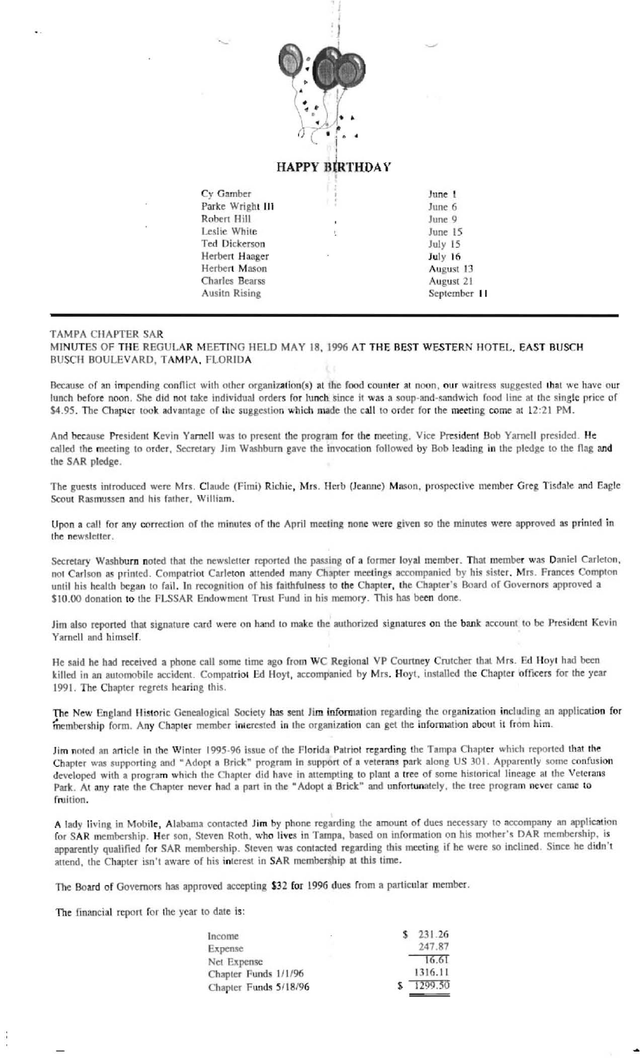## HAPPY BIRTHDAY

| | |
|---|---|
| Cy Gamber | June 1 |
| Parke Wright III | June 6 |
| Robert Hill | June 9 |
| Leslie White | June 15 |
| Ted Dickerson | July 15 |
| Herbert Haager | July 16 |
| Herbert Mason | August 13 |
| Charles Bearss | August 21 |
| Ausitn Rising | September 11 |

---

TAMPA CHAPTER SAR

MINUTES OF THE REGULAR MEETING HELD MAY 18, 1996 AT THE BEST WESTERN HOTEL, EAST BUSCH BUSCH BOULEVARD, TAMPA, FLORIDA

Because of an impending conflict with other organization(s) at the food counter at noon, our waitress suggested that we have our lunch before noon. She did not take individual orders for lunch since it was a soup-and-sandwich food line at the single price of $4.95. The Chapter took advantage of the suggestion which made the call to order for the meeting come at 12:21 PM.

And because President Kevin Yarnell was to present the program for the meeting, Vice President Bob Yarnell presided. He called the meeting to order, Secretary Jim Washburn gave the invocation followed by Bob leading in the pledge to the flag and the SAR pledge.

The guests introduced were Mrs. Claude (Fimi) Richie, Mrs. Herb (Jeanne) Mason, prospective member Greg Tisdale and Eagle Scout Rasmussen and his father, William.

Upon a call for any correction of the minutes of the April meeting none were given so the minutes were approved as printed in the newsletter.

Secretary Washburn noted that the newsletter reported the passing of a former loyal member. That member was Daniel Carleton, not Carlson as printed. Compatriot Carleton attended many Chapter meetings accompanied by his sister, Mrs. Frances Compton until his health began to fail. In recognition of his faithfulness to the Chapter, the Chapter's Board of Governors approved a $10.00 donation to the FLSSAR Endowment Trust Fund in his memory. This has been done.

Jim also reported that signature card were on hand to make the authorized signatures on the bank account to be President Kevin Yarnell and himself.

He said he had received a phone call some time ago from WC Regional VP Courtney Crutcher that Mrs. Ed Hoyt had been killed in an automobile accident. Compatriot Ed Hoyt, accompanied by Mrs. Hoyt, installed the Chapter officers for the year 1991. The Chapter regrets hearing this.

The New England Historic Genealogical Society has sent Jim information regarding the organization including an application for membership form. Any Chapter member interested in the organization can get the information about it from him.

Jim noted an article in the Winter 1995-96 issue of the Florida Patriot regarding the Tampa Chapter which reported that the Chapter was supporting and "Adopt a Brick" program in support of a veterans park along US 301. Apparently some confusion developed with a program which the Chapter did have in attempting to plant a tree of some historical lineage at the Veterans Park. At any rate the Chapter never had a part in the "Adopt a Brick" and unfortunately, the tree program never came to fruition.

A lady living in Mobile, Alabama contacted Jim by phone regarding the amount of dues necessary to accompany an application for SAR membership. Her son, Steven Roth, who lives in Tampa, based on information on his mother's DAR membership, is apparently qualified for SAR membership. Steven was contacted regarding this meeting if he were so inclined. Since he didn't attend, the Chapter isn't aware of his interest in SAR membership at this time.

The Board of Governors has approved accepting $32 for 1996 dues from a particular member.

The financial report for the year to date is:

| | |
|---|---|
| Income | $ 231.26 |
| Expense | 247.87 |
| Net Expense | 16.61 |
| Chapter Funds 1/1/96 | 1316.11 |
| Chapter Funds 5/18/96 | $ 1299.50 |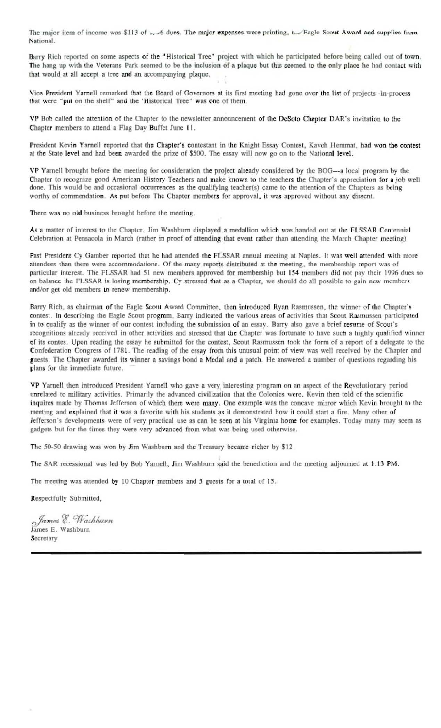The major item of income was $113 of ~6 dues. The major expenses were printing, the Eagle Scout Award and supplies from National.

Barry Rich reported on some aspects of the "Historical Tree" project with which he participated before being called out of town. The hang up with the Veterans Park seemed to be the inclusion of a plaque but this seemed to the only place he had contact with that would at all accept a tree and an accompanying plaque.

Vice President Yarnell remarked that the Board of Governors at its first meeting had gone over the list of projects -in-process that were "put on the shelf" and the 'Historical Tree" was one of them.

VP Bob called the attention of the Chapter to the newsletter announcement of the DeSoto Chapter DAR's invitation to the Chapter members to attend a Flag Day Buffet June 11.

President Kevin Yarnell reported that the Chapter's contestant in the Knight Essay Contest, Kaveh Hemmat, had won the contest at the State level and had been awarded the prize of $500. The essay will now go on to the National level.

VP Yarnell brought before the meeting for consideration the project already considered by the BOG—a local program by the Chapter to recognize good American History Teachers and make known to the teachers the Chapter's appreciation for a job well done. This would be and occasional occurrences as the qualifying teacher(s) came to the attention of the Chapters as being worthy of commendation. As put before The Chapter members for approval, it was approved without any dissent.

There was no old business brought before the meeting.

As a matter of interest to the Chapter, Jim Washburn displayed a medallion which was handed out at the FLSSAR Centennial Celebration at Pensacola in March (rather in proof of attending that event rather than attending the March Chapter meeting)

Past President Cy Gamber reported that he had attended the FLSSAR annual meeting at Naples. It was well attended with more attendees than there were accommodations. Of the many reports distributed at the meeting, the membership report was of particular interest. The FLSSAR had 51 new members approved for membership but 154 members did not pay their 1996 dues so on balance the FLSSAR is losing membership. Cy stressed that as a Chapter, we should do all possible to gain new members and/or get old members to renew membership.

Barry Rich, as chairman of the Eagle Scout Award Committee, then introduced Ryan Rasmussen, the winner of the Chapter's contest. In describing the Eagle Scout program, Barry indicated the various areas of activities that Scout Rasmussen participated in to qualify as the winner of our contest including the submission of an essay. Barry also gave a brief resume of Scout's recognitions already received in other activities and stressed that the Chapter was fortunate to have such a highly qualified winner of its contes. Upon reading the essay he submitted for the contest, Scout Rasmussen took the form of a report of a delegate to the Confederation Congress of 1781. The reading of the essay from this unusual point of view was well received by the Chapter and guests. The Chapter awarded its winner a savings bond a Medal and a patch. He answered a number of questions regarding his plans for the immediate future.

VP Yarnell then introduced President Yarnell who gave a very interesting program on an aspect of the Revolutionary period unrelated to military activities. Primarily the advanced civilization that the Colonies were. Kevin then told of the scientific inquires made by Thomas Jefferson of which there were many. One example was the concave mirror which Kevin brought to the meeting and explained that it was a favorite with his students as it demonstrated how it could start a fire. Many other of Jefferson's developments were of very practical use as can be seen at his Virginia home for examples. Today many may seem as gadgets but for the times they were very advanced from what was being used otherwise.

The 50-50 drawing was won by Jim Washburn and the Treasury became richer by $12.

The SAR recessional was led by Bob Yarnell, Jim Washburn said the benediction and the meeting adjourned at 1:13 PM.

The meeting was attended by 10 Chapter members and 5 guests for a total of 15.

Respectfully Submitted,

*James E. Washburn*
James E. Washburn
Secretary